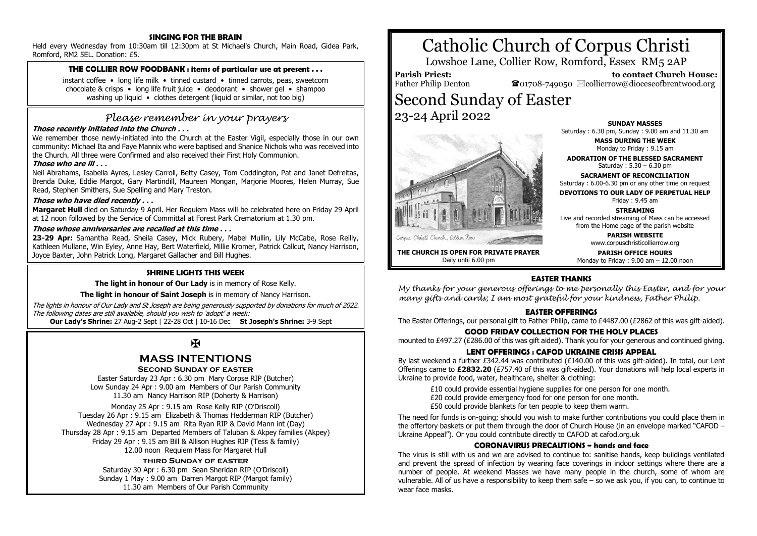## SINGING FOR THE BRAIN

Held every Wednesday from 10:30am till 12:30pm at St Michael's Church, Main Road, Gidea Park, Romford, RM2 5EL. Donation: £5.

## THE COLLIER ROW FOODBANK : items of particular use at present . . .

instant coffee • long life milk • tinned custard • tinned carrots, peas, sweetcorn
chocolate & crisps • long life fruit juice • deodorant • shower gel • shampoo
washing up liquid • clothes detergent (liquid or similar, not too big)

## *Please remember in your prayers*

***Those recently initiated into the Church . . .***

We remember those newly-initiated into the Church at the Easter Vigil, especially those in our own community: Michael Ita and Faye Mannix who were baptised and Shanice Nichols who was received into the Church. All three were Confirmed and also received their First Holy Communion.

***Those who are ill . . .***

Neil Abrahams, Isabella Ayres, Lesley Carroll, Betty Casey, Tom Coddington, Pat and Janet Defreitas, Brenda Duke, Eddie Margot, Gary Martindill, Maureen Mongan, Marjorie Moores, Helen Murray, Sue Read, Stephen Smithers, Sue Spelling and Mary Treston.

***Those who have died recently . . .***

**Margaret Hull** died on Saturday 9 April. Her Requiem Mass will be celebrated here on Friday 29 April at 12 noon followed by the Service of Committal at Forest Park Crematorium at 1.30 pm.

***Those whose anniversaries are recalled at this time . . .***

**23-29 Apr:** Samantha Read, Sheila Casey, Mick Rubery, Mabel Mullin, Lily McCabe, Rose Reilly, Kathleen Mullane, Win Eyley, Anne Hay, Bert Waterfield, Millie Kromer, Patrick Callcut, Nancy Harrison, Joyce Baxter, John Patrick Long, Margaret Gallacher and Bill Hughes.

## SHRINE LIGHTS THIS WEEK

**The light in honour of Our Lady** is in memory of Rose Kelly.

**The light in honour of Saint Joseph** is in memory of Nancy Harrison.

*The lights in honour of Our Lady and St Joseph are being generously supported by donations for much of 2022. The following dates are still available, should you wish to 'adopt' a week:*

**Our Lady's Shrine:** 27 Aug-2 Sept | 22-28 Oct | 10-16 Dec **St Joseph's Shrine:** 3-9 Sept

✠

## MASS INTENTIONS

### Second Sunday of easter

Easter Saturday 23 Apr : 6.30 pm Mary Corpse RIP (Butcher)
Low Sunday 24 Apr : 9.00 am Members of Our Parish Community
11.30 am Nancy Harrison RIP (Doherty & Harrison)

Monday 25 Apr : 9.15 am Rose Kelly RIP (O'Driscoll)
Tuesday 26 Apr : 9.15 am Elizabeth & Thomas Hedderman RIP (Butcher)
Wednesday 27 Apr : 9.15 am Rita Ryan RIP & David Mann int (Day)
Thursday 28 Apr : 9.15 am Departed Members of Taluban & Akpey families (Akpey)
Friday 29 Apr : 9.15 am Bill & Allison Hughes RIP (Tess & family)
12.00 noon Requiem Mass for Margaret Hull

### third Sunday of easter

Saturday 30 Apr : 6.30 pm Sean Sheridan RIP (O'Driscoll)
Sunday 1 May : 9.00 am Darren Margot RIP (Margot family)
11.30 am Members of Our Parish Community

# Catholic Church of Corpus Christi

Lowshoe Lane, Collier Row, Romford, Essex RM5 2AP

**Parish Priest:** Father Philip Denton

**to contact Church House:** ☎01708-749050 ✉collierrow@dioceseofbrentwood.org

# Second Sunday of Easter

23-24 April 2022

Corpus Christi Church, Collier Row

**THE CHURCH IS OPEN FOR PRIVATE PRAYER**
Daily until 6.00 pm

**SUNDAY MASSES**
Saturday : 6.30 pm, Sunday : 9.00 am and 11.30 am

**MASS DURING THE WEEK**
Monday to Friday : 9.15 am

**ADORATION OF THE BLESSED SACRAMENT**
Saturday : 5.30 – 6.30 pm

**SACRAMENT OF RECONCILIATION**
Saturday : 6.00-6.30 pm or any other time on request

**DEVOTIONS TO OUR LADY OF PERPETUAL HELP**
Friday : 9.45 am

**STREAMING**
Live and recorded streaming of Mass can be accessed from the Home page of the parish website

**PARISH WEBSITE**
www.corpuschristicollierrow.org

**PARISH OFFICE HOURS**
Monday to Friday : 9.00 am – 12.00 noon

## EASTER THANKS

*My thanks for your generous offerings to me personally this Easter, and for your many gifts and cards; I am most grateful for your kindness, Father Philip.*

## EASTER OFFERINGS

The Easter Offerings, our personal gift to Father Philip, came to £4487.00 (£2862 of this was gift-aided).

## GOOD FRIDAY COLLECTION FOR THE HOLY PLACES

mounted to £497.27 (£286.00 of this was gift aided). Thank you for your generous and continued giving.

## LENT OFFERINGS : CAFOD UKRAINE CRISIS APPEAL

By last weekend a further £342.44 was contributed (£140.00 of this was gift-aided). In total, our Lent Offerings came to **£2832.20** (£757.40 of this was gift-aided). Your donations will help local experts in Ukraine to provide food, water, healthcare, shelter & clothing:

£10 could provide essential hygiene supplies for one person for one month.
£20 could provide emergency food for one person for one month.
£50 could provide blankets for ten people to keep them warm.

The need for funds is on-going; should you wish to make further contributions you could place them in the offertory baskets or put them through the door of Church House (in an envelope marked "CAFOD – Ukraine Appeal"). Or you could contribute directly to CAFOD at cafod.org.uk

## CORONAVIRUS PRECAUTIONS ~ hands and face

The virus is still with us and we are advised to continue to: sanitise hands, keep buildings ventilated and prevent the spread of infection by wearing face coverings in indoor settings where there are a number of people. At weekend Masses we have many people in the church, some of whom are vulnerable. All of us have a responsibility to keep them safe – so we ask you, if you can, to continue to wear face masks.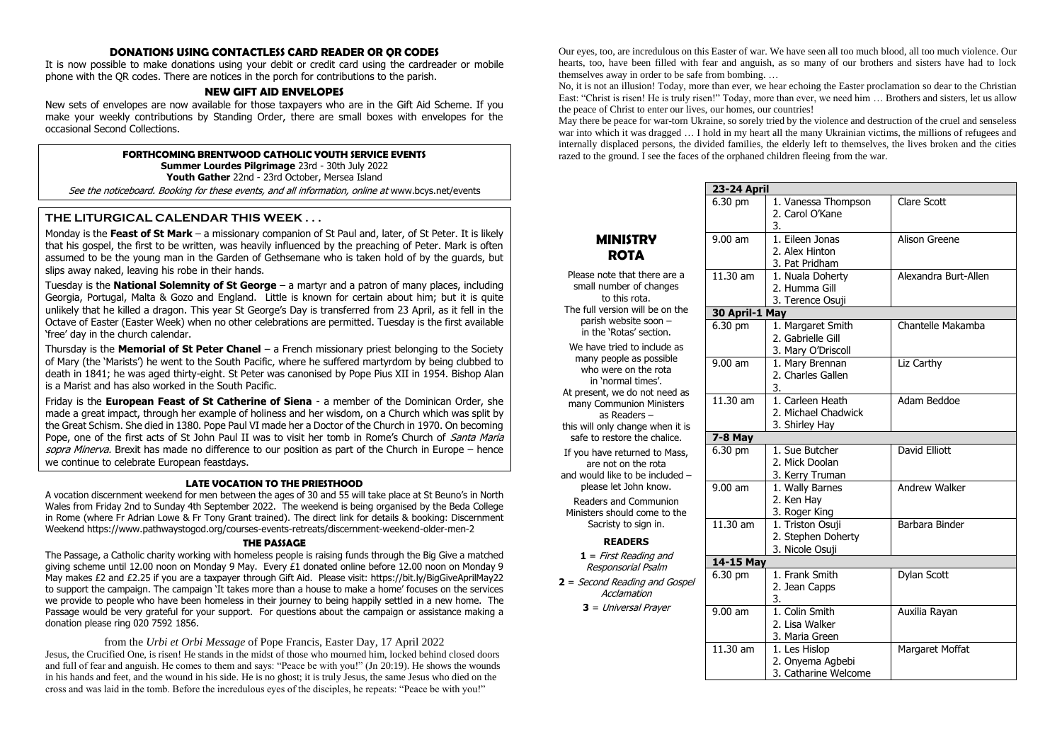### DONATIONS USING CONTACTLESS CARD READER OR QR CODES

It is now possible to make donations using your debit or credit card using the cardreader or mobile phone with the QR codes. There are notices in the porch for contributions to the parish.

### NEW GIFT AID ENVELOPES

New sets of envelopes are now available for those taxpayers who are in the Gift Aid Scheme. If you make your weekly contributions by Standing Order, there are small boxes with envelopes for the occasional Second Collections.

### FORTHCOMING BRENTWOOD CATHOLIC YOUTH SERVICE EVENTS

**Summer Lourdes Pilgrimage** 23rd - 30th July 2022

**Youth Gather** 22nd - 23rd October, Mersea Island

*See the noticeboard. Booking for these events, and all information, online at* www.bcys.net/events

## THE LITURGICAL CALENDAR THIS WEEK . . .

Monday is the **Feast of St Mark** – a missionary companion of St Paul and, later, of St Peter. It is likely that his gospel, the first to be written, was heavily influenced by the preaching of Peter. Mark is often assumed to be the young man in the Garden of Gethsemane who is taken hold of by the guards, but slips away naked, leaving his robe in their hands.

Tuesday is the **National Solemnity of St George** – a martyr and a patron of many places, including Georgia, Portugal, Malta & Gozo and England. Little is known for certain about him; but it is quite unlikely that he killed a dragon. This year St George's Day is transferred from 23 April, as it fell in the Octave of Easter (Easter Week) when no other celebrations are permitted. Tuesday is the first available 'free' day in the church calendar.

Thursday is the **Memorial of St Peter Chanel** – a French missionary priest belonging to the Society of Mary (the 'Marists') he went to the South Pacific, where he suffered martyrdom by being clubbed to death in 1841; he was aged thirty-eight. St Peter was canonised by Pope Pius XII in 1954. Bishop Alan is a Marist and has also worked in the South Pacific.

Friday is the **European Feast of St Catherine of Siena** - a member of the Dominican Order, she made a great impact, through her example of holiness and her wisdom, on a Church which was split by the Great Schism. She died in 1380. Pope Paul VI made her a Doctor of the Church in 1970. On becoming Pope, one of the first acts of St John Paul II was to visit her tomb in Rome's Church of *Santa Maria sopra Minerva.* Brexit has made no difference to our position as part of the Church in Europe – hence we continue to celebrate European feastdays.

### LATE VOCATION TO THE PRIESTHOOD

A vocation discernment weekend for men between the ages of 30 and 55 will take place at St Beuno's in North Wales from Friday 2nd to Sunday 4th September 2022. The weekend is being organised by the Beda College in Rome (where Fr Adrian Lowe & Fr Tony Grant trained). The direct link for details & booking: Discernment Weekend https://www.pathwaystogod.org/courses-events-retreats/discernment-weekend-older-men-2

### THE PASSAGE

The Passage, a Catholic charity working with homeless people is raising funds through the Big Give a matched giving scheme until 12.00 noon on Monday 9 May. Every £1 donated online before 12.00 noon on Monday 9 May makes £2 and £2.25 if you are a taxpayer through Gift Aid. Please visit: https://bit.ly/BigGiveAprilMay22 to support the campaign. The campaign 'It takes more than a house to make a home' focuses on the services we provide to people who have been homeless in their journey to being happily settled in a new home. The Passage would be very grateful for your support. For questions about the campaign or assistance making a donation please ring 020 7592 1856.

from the *Urbi et Orbi Message* of Pope Francis, Easter Day, 17 April 2022

Jesus, the Crucified One, is risen! He stands in the midst of those who mourned him, locked behind closed doors and full of fear and anguish. He comes to them and says: "Peace be with you!" (Jn 20:19). He shows the wounds in his hands and feet, and the wound in his side. He is no ghost; it is truly Jesus, the same Jesus who died on the cross and was laid in the tomb. Before the incredulous eyes of the disciples, he repeats: "Peace be with you!"

Our eyes, too, are incredulous on this Easter of war. We have seen all too much blood, all too much violence. Our hearts, too, have been filled with fear and anguish, as so many of our brothers and sisters have had to lock themselves away in order to be safe from bombing. …

No, it is not an illusion! Today, more than ever, we hear echoing the Easter proclamation so dear to the Christian East: "Christ is risen! He is truly risen!" Today, more than ever, we need him … Brothers and sisters, let us allow the peace of Christ to enter our lives, our homes, our countries!

May there be peace for war-torn Ukraine, so sorely tried by the violence and destruction of the cruel and senseless war into which it was dragged … I hold in my heart all the many Ukrainian victims, the millions of refugees and internally displaced persons, the divided families, the elderly left to themselves, the lives broken and the cities razed to the ground. I see the faces of the orphaned children fleeing from the war.

## MINISTRY ROTA

Please note that there are a small number of changes to this rota. The full version will be on the parish website soon – in the 'Rotas' section.

We have tried to include as many people as possible who were on the rota in 'normal times'. At present, we do not need as many Communion Ministers as Readers – this will only change when it is safe to restore the chalice.

If you have returned to Mass, are not on the rota and would like to be included – please let John know.

Readers and Communion Ministers should come to the Sacristy to sign in.

### READERS

**1** = *First Reading and Responsorial Psalm*

**2** = *Second Reading and Gospel Acclamation*

**3** = *Universal Prayer*

| | | |
|---|---|---|
| **23-24 April** | | |
| 6.30 pm | 1. Vanessa Thompson<br>2. Carol O'Kane<br>3. | Clare Scott |
| 9.00 am | 1. Eileen Jonas<br>2. Alex Hinton<br>3. Pat Pridham | Alison Greene |
| 11.30 am | 1. Nuala Doherty<br>2. Humma Gill<br>3. Terence Osuji | Alexandra Burt-Allen |
| **30 April-1 May** | | |
| 6.30 pm | 1. Margaret Smith<br>2. Gabrielle Gill<br>3. Mary O'Driscoll | Chantelle Makamba |
| 9.00 am | 1. Mary Brennan<br>2. Charles Gallen<br>3. | Liz Carthy |
| 11.30 am | 1. Carleen Heath<br>2. Michael Chadwick<br>3. Shirley Hay | Adam Beddoe |
| **7-8 May** | | |
| 6.30 pm | 1. Sue Butcher<br>2. Mick Doolan<br>3. Kerry Truman | David Elliott |
| 9.00 am | 1. Wally Barnes<br>2. Ken Hay<br>3. Roger King | Andrew Walker |
| 11.30 am | 1. Triston Osuji<br>2. Stephen Doherty<br>3. Nicole Osuji | Barbara Binder |
| **14-15 May** | | |
| 6.30 pm | 1. Frank Smith<br>2. Jean Capps<br>3. | Dylan Scott |
| 9.00 am | 1. Colin Smith<br>2. Lisa Walker<br>3. Maria Green | Auxilia Rayan |
| 11.30 am | 1. Les Hislop<br>2. Onyema Agbebi<br>3. Catharine Welcome | Margaret Moffat |